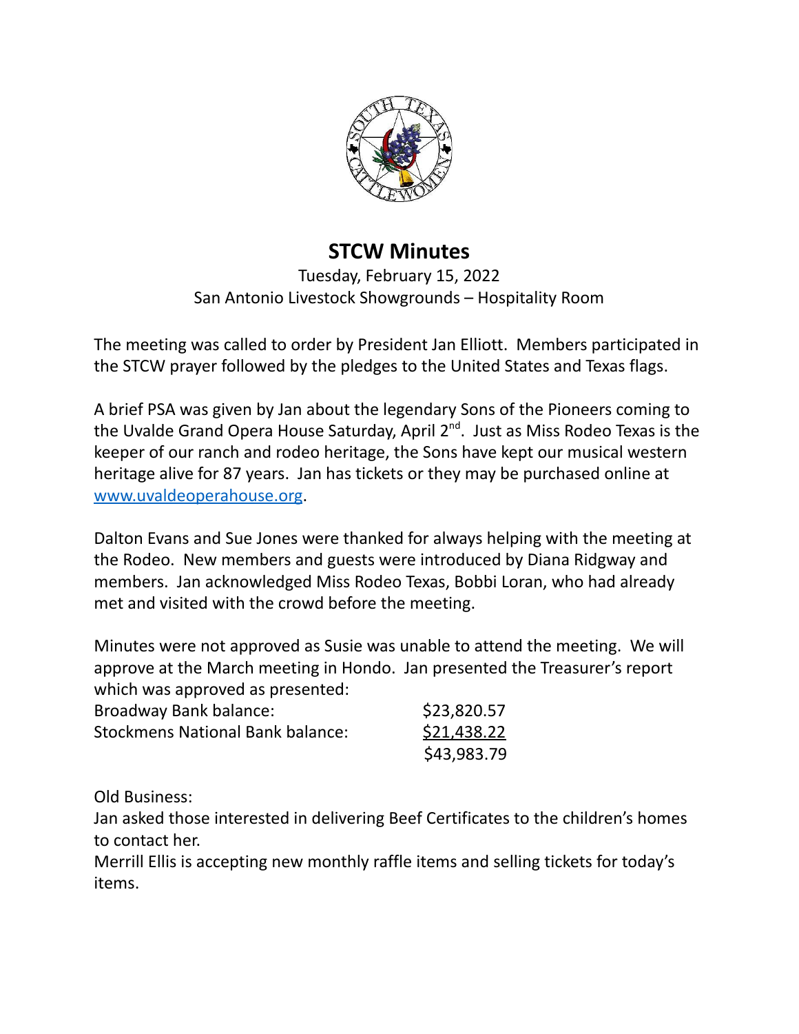# STCW Minutes

Tuesday, February 15, 2022
San Antonio Livestock Showgrounds – Hospitality Room

The meeting was called to order by President Jan Elliott. Members participated in the STCW prayer followed by the pledges to the United States and Texas flags.

A brief PSA was given by Jan about the legendary Sons of the Pioneers coming to the Uvalde Grand Opera House Saturday, April 2nd. Just as Miss Rodeo Texas is the keeper of our ranch and rodeo heritage, the Sons have kept our musical western heritage alive for 87 years. Jan has tickets or they may be purchased online at [www.uvaldeoperahouse.org](http://www.uvaldeoperahouse.org).

Dalton Evans and Sue Jones were thanked for always helping with the meeting at the Rodeo. New members and guests were introduced by Diana Ridgway and members. Jan acknowledged Miss Rodeo Texas, Bobbi Loran, who had already met and visited with the crowd before the meeting.

Minutes were not approved as Susie was unable to attend the meeting. We will approve at the March meeting in Hondo. Jan presented the Treasurer's report which was approved as presented:

| | |
|---|---|
| Broadway Bank balance: | $23,820.57 |
| Stockmens National Bank balance: | $21,438.22 |
| | $43,983.79 |

Old Business:
Jan asked those interested in delivering Beef Certificates to the children's homes to contact her.
Merrill Ellis is accepting new monthly raffle items and selling tickets for today's items.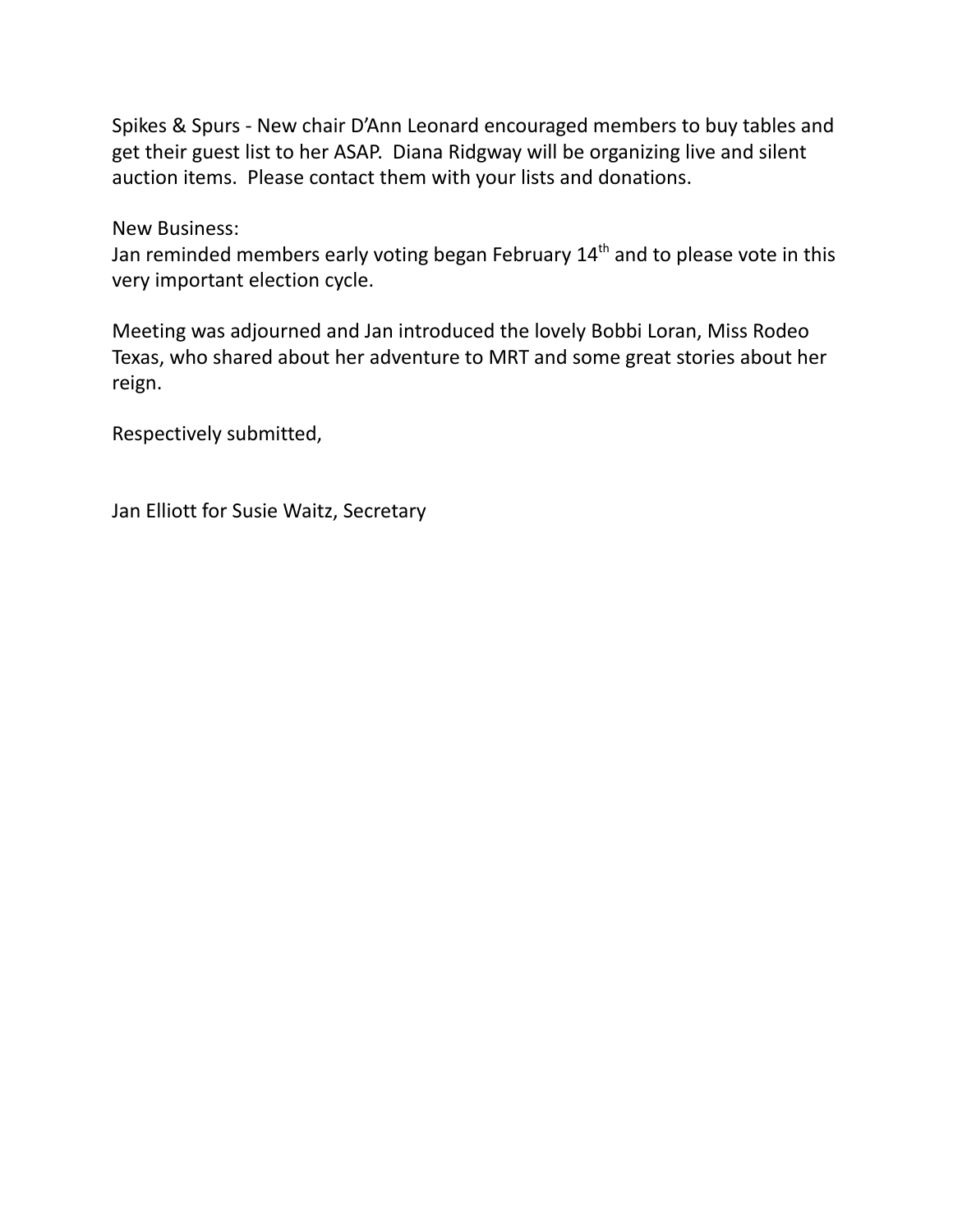Spikes & Spurs - New chair D'Ann Leonard encouraged members to buy tables and get their guest list to her ASAP. Diana Ridgway will be organizing live and silent auction items. Please contact them with your lists and donations.

New Business:
Jan reminded members early voting began February 14th and to please vote in this very important election cycle.

Meeting was adjourned and Jan introduced the lovely Bobbi Loran, Miss Rodeo Texas, who shared about her adventure to MRT and some great stories about her reign.

Respectively submitted,

Jan Elliott for Susie Waitz, Secretary